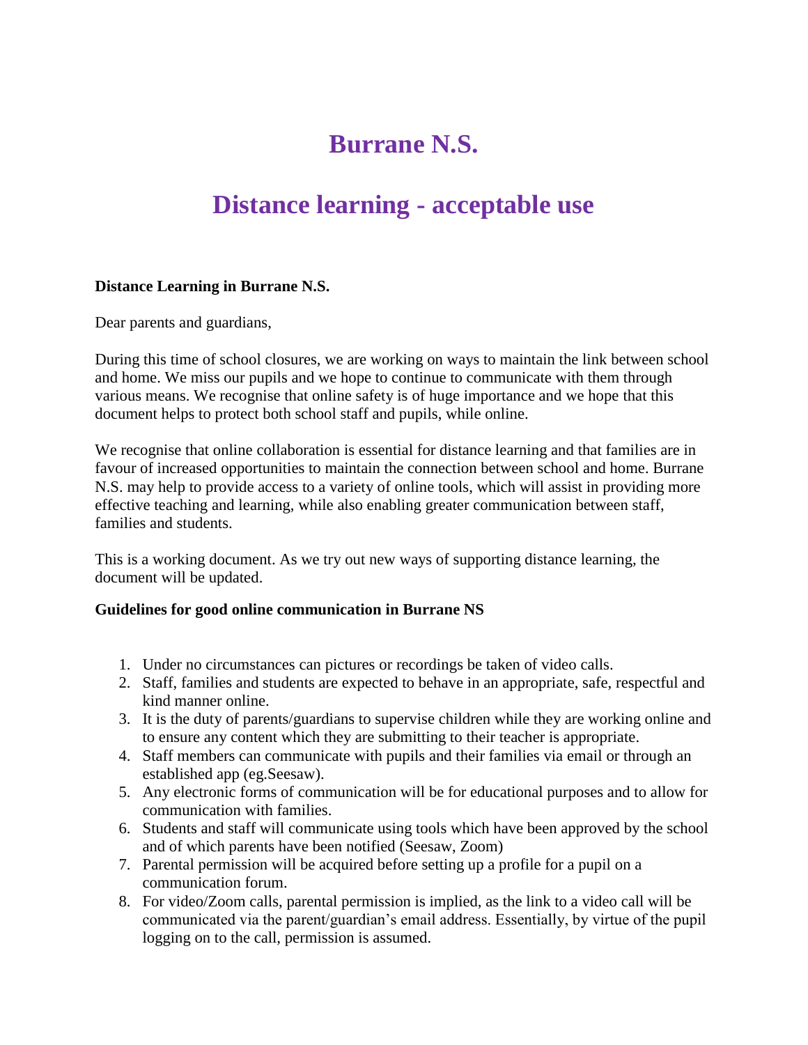# Burrane N.S.

## Distance learning - acceptable use

**Distance Learning in Burrane N.S.**

Dear parents and guardians,

During this time of school closures, we are working on ways to maintain the link between school and home. We miss our pupils and we hope to continue to communicate with them through various means. We recognise that online safety is of huge importance and we hope that this document helps to protect both school staff and pupils, while online.

We recognise that online collaboration is essential for distance learning and that families are in favour of increased opportunities to maintain the connection between school and home. Burrane N.S. may help to provide access to a variety of online tools, which will assist in providing more effective teaching and learning, while also enabling greater communication between staff, families and students.

This is a working document. As we try out new ways of supporting distance learning, the document will be updated.

**Guidelines for good online communication in Burrane NS**

1. Under no circumstances can pictures or recordings be taken of video calls.
2. Staff, families and students are expected to behave in an appropriate, safe, respectful and kind manner online.
3. It is the duty of parents/guardians to supervise children while they are working online and to ensure any content which they are submitting to their teacher is appropriate.
4. Staff members can communicate with pupils and their families via email or through an established app (eg.Seesaw).
5. Any electronic forms of communication will be for educational purposes and to allow for communication with families.
6. Students and staff will communicate using tools which have been approved by the school and of which parents have been notified (Seesaw, Zoom)
7. Parental permission will be acquired before setting up a profile for a pupil on a communication forum.
8. For video/Zoom calls, parental permission is implied, as the link to a video call will be communicated via the parent/guardian's email address. Essentially, by virtue of the pupil logging on to the call, permission is assumed.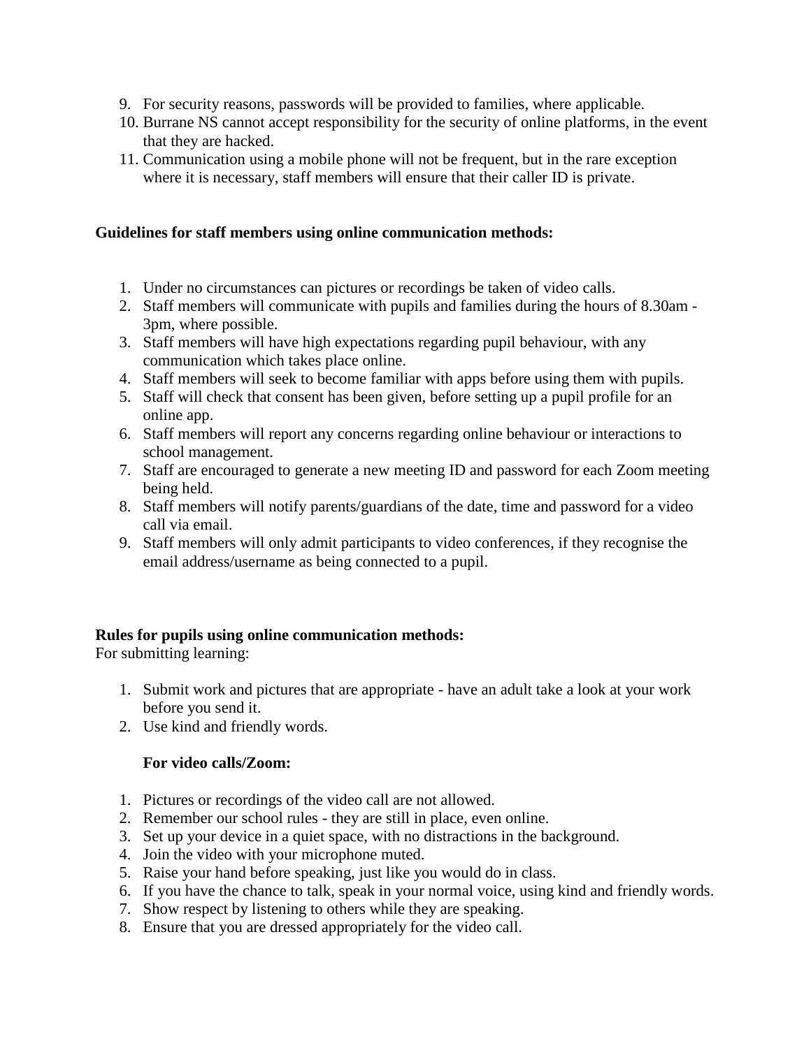9. For security reasons, passwords will be provided to families, where applicable.
10. Burrane NS cannot accept responsibility for the security of online platforms, in the event that they are hacked.
11. Communication using a mobile phone will not be frequent, but in the rare exception where it is necessary, staff members will ensure that their caller ID is private.

**Guidelines for staff members using online communication methods:**

1. Under no circumstances can pictures or recordings be taken of video calls.
2. Staff members will communicate with pupils and families during the hours of 8.30am - 3pm, where possible.
3. Staff members will have high expectations regarding pupil behaviour, with any communication which takes place online.
4. Staff members will seek to become familiar with apps before using them with pupils.
5. Staff will check that consent has been given, before setting up a pupil profile for an online app.
6. Staff members will report any concerns regarding online behaviour or interactions to school management.
7. Staff are encouraged to generate a new meeting ID and password for each Zoom meeting being held.
8. Staff members will notify parents/guardians of the date, time and password for a video call via email.
9. Staff members will only admit participants to video conferences, if they recognise the email address/username as being connected to a pupil.

**Rules for pupils using online communication methods:**
For submitting learning:

1. Submit work and pictures that are appropriate - have an adult take a look at your work before you send it.
2. Use kind and friendly words.

**For video calls/Zoom:**

1. Pictures or recordings of the video call are not allowed.
2. Remember our school rules - they are still in place, even online.
3. Set up your device in a quiet space, with no distractions in the background.
4. Join the video with your microphone muted.
5. Raise your hand before speaking, just like you would do in class.
6. If you have the chance to talk, speak in your normal voice, using kind and friendly words.
7. Show respect by listening to others while they are speaking.
8. Ensure that you are dressed appropriately for the video call.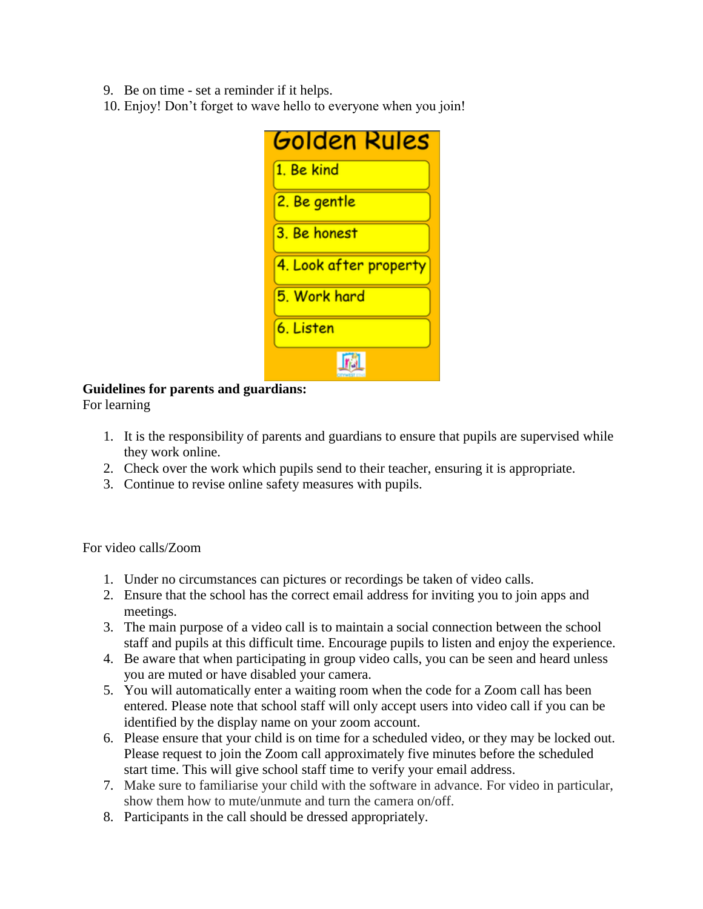9. Be on time - set a reminder if it helps.
10. Enjoy! Don't forget to wave hello to everyone when you join!

Golden Rules

1. Be kind
2. Be gentle
3. Be honest
4. Look after property
5. Work hard
6. Listen

**Guidelines for parents and guardians:**

For learning

1. It is the responsibility of parents and guardians to ensure that pupils are supervised while they work online.
2. Check over the work which pupils send to their teacher, ensuring it is appropriate.
3. Continue to revise online safety measures with pupils.

For video calls/Zoom

1. Under no circumstances can pictures or recordings be taken of video calls.
2. Ensure that the school has the correct email address for inviting you to join apps and meetings.
3. The main purpose of a video call is to maintain a social connection between the school staff and pupils at this difficult time. Encourage pupils to listen and enjoy the experience.
4. Be aware that when participating in group video calls, you can be seen and heard unless you are muted or have disabled your camera.
5. You will automatically enter a waiting room when the code for a Zoom call has been entered. Please note that school staff will only accept users into video call if you can be identified by the display name on your zoom account.
6. Please ensure that your child is on time for a scheduled video, or they may be locked out. Please request to join the Zoom call approximately five minutes before the scheduled start time. This will give school staff time to verify your email address.
7. Make sure to familiarise your child with the software in advance. For video in particular, show them how to mute/unmute and turn the camera on/off.
8. Participants in the call should be dressed appropriately.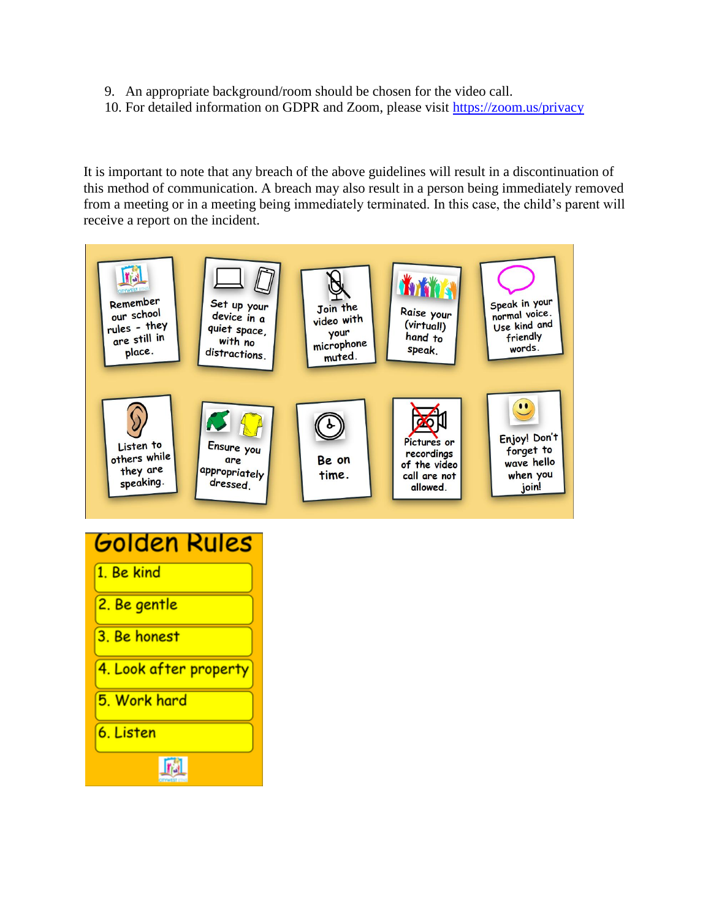9. An appropriate background/room should be chosen for the video call.
10. For detailed information on GDPR and Zoom, please visit [https://zoom.us/privacy](https://zoom.us/privacy)

It is important to note that any breach of the above guidelines will result in a discontinuation of this method of communication. A breach may also result in a person being immediately removed from a meeting or in a meeting being immediately terminated. In this case, the child's parent will receive a report on the incident.

Remember our school rules - they are still in place.

Set up your device in a quiet space, with no distractions.

Join the video with your microphone muted.

Raise your (virtual!) hand to speak.

Speak in your normal voice. Use kind and friendly words.

Listen to others while they are speaking.

Ensure you are appropriately dressed.

Be on time.

Pictures or recordings of the video call are not allowed.

Enjoy! Don't forget to wave hello when you join!

## Golden Rules

1. Be kind
2. Be gentle
3. Be honest
4. Look after property
5. Work hard
6. Listen